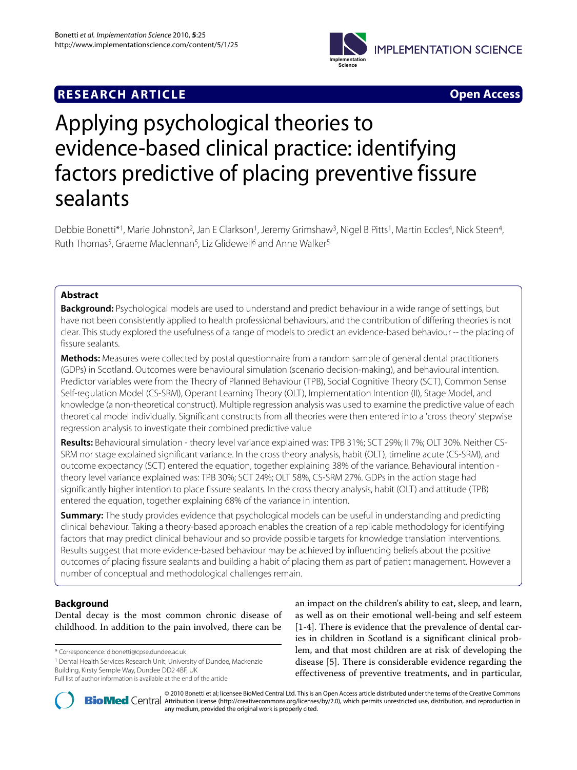**RESEARCH ARTICLE** **Open Access**

# Applying psychological theories to evidence-based clinical practice: identifying factors predictive of placing preventive fissure sealants

Debbie Bonetti*[1], Marie Johnston[2], Jan E Clarkson[1], Jeremy Grimshaw[3], Nigel B Pitts[1], Martin Eccles[4], Nick Steen[4], Ruth Thomas[5], Graeme Maclennan[5], Liz Glidewell[6] and Anne Walker[5]

## Abstract

**Background:** Psychological models are used to understand and predict behaviour in a wide range of settings, but have not been consistently applied to health professional behaviours, and the contribution of differing theories is not clear. This study explored the usefulness of a range of models to predict an evidence-based behaviour -- the placing of fissure sealants.

**Methods:** Measures were collected by postal questionnaire from a random sample of general dental practitioners (GDPs) in Scotland. Outcomes were behavioural simulation (scenario decision-making), and behavioural intention. Predictor variables were from the Theory of Planned Behaviour (TPB), Social Cognitive Theory (SCT), Common Sense Self-regulation Model (CS-SRM), Operant Learning Theory (OLT), Implementation Intention (II), Stage Model, and knowledge (a non-theoretical construct). Multiple regression analysis was used to examine the predictive value of each theoretical model individually. Significant constructs from all theories were then entered into a 'cross theory' stepwise regression analysis to investigate their combined predictive value

**Results:** Behavioural simulation - theory level variance explained was: TPB 31%; SCT 29%; II 7%; OLT 30%. Neither CS-SRM nor stage explained significant variance. In the cross theory analysis, habit (OLT), timeline acute (CS-SRM), and outcome expectancy (SCT) entered the equation, together explaining 38% of the variance. Behavioural intention - theory level variance explained was: TPB 30%; SCT 24%; OLT 58%, CS-SRM 27%. GDPs in the action stage had significantly higher intention to place fissure sealants. In the cross theory analysis, habit (OLT) and attitude (TPB) entered the equation, together explaining 68% of the variance in intention.

**Summary:** The study provides evidence that psychological models can be useful in understanding and predicting clinical behaviour. Taking a theory-based approach enables the creation of a replicable methodology for identifying factors that may predict clinical behaviour and so provide possible targets for knowledge translation interventions. Results suggest that more evidence-based behaviour may be achieved by influencing beliefs about the positive outcomes of placing fissure sealants and building a habit of placing them as part of patient management. However a number of conceptual and methodological challenges remain.

## Background

Dental decay is the most common chronic disease of childhood. In addition to the pain involved, there can be an impact on the children's ability to eat, sleep, and learn, as well as on their emotional well-being and self esteem [1-4]. There is evidence that the prevalence of dental caries in children in Scotland is a significant clinical problem, and that most children are at risk of developing the disease [5]. There is considerable evidence regarding the effectiveness of preventive treatments, and in particular,

\* Correspondence: d.bonetti@cpse.dundee.ac.uk

[1] Dental Health Services Research Unit, University of Dundee, Mackenzie Building, Kirsty Semple Way, Dundee DD2 4BF, UK

Full list of author information is available at the end of the article

© 2010 Bonetti et al; licensee BioMed Central Ltd. This is an Open Access article distributed under the terms of the Creative Commons Attribution License (http://creativecommons.org/licenses/by/2.0), which permits unrestricted use, distribution, and reproduction in any medium, provided the original work is properly cited.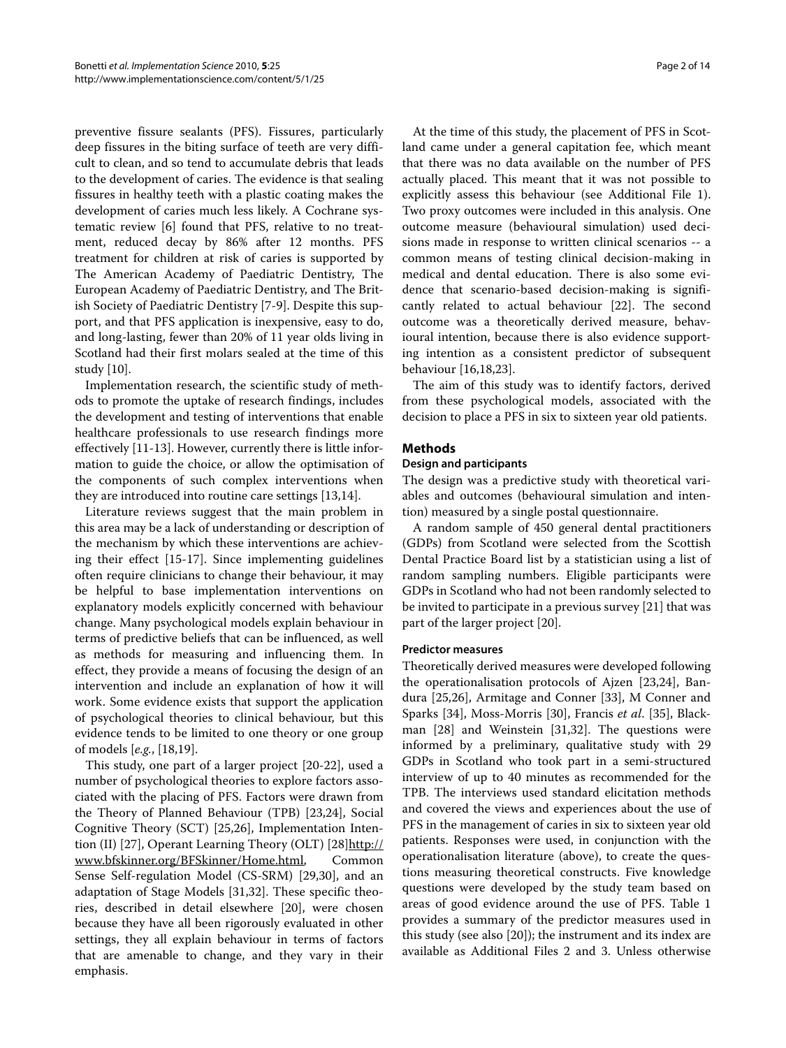preventive fissure sealants (PFS). Fissures, particularly deep fissures in the biting surface of teeth are very difficult to clean, and so tend to accumulate debris that leads to the development of caries. The evidence is that sealing fissures in healthy teeth with a plastic coating makes the development of caries much less likely. A Cochrane systematic review [6] found that PFS, relative to no treatment, reduced decay by 86% after 12 months. PFS treatment for children at risk of caries is supported by The American Academy of Paediatric Dentistry, The European Academy of Paediatric Dentistry, and The British Society of Paediatric Dentistry [7-9]. Despite this support, and that PFS application is inexpensive, easy to do, and long-lasting, fewer than 20% of 11 year olds living in Scotland had their first molars sealed at the time of this study [10].

Implementation research, the scientific study of methods to promote the uptake of research findings, includes the development and testing of interventions that enable healthcare professionals to use research findings more effectively [11-13]. However, currently there is little information to guide the choice, or allow the optimisation of the components of such complex interventions when they are introduced into routine care settings [13,14].

Literature reviews suggest that the main problem in this area may be a lack of understanding or description of the mechanism by which these interventions are achieving their effect [15-17]. Since implementing guidelines often require clinicians to change their behaviour, it may be helpful to base implementation interventions on explanatory models explicitly concerned with behaviour change. Many psychological models explain behaviour in terms of predictive beliefs that can be influenced, as well as methods for measuring and influencing them. In effect, they provide a means of focusing the design of an intervention and include an explanation of how it will work. Some evidence exists that support the application of psychological theories to clinical behaviour, but this evidence tends to be limited to one theory or one group of models [*e.g.*, [18,19].

This study, one part of a larger project [20-22], used a number of psychological theories to explore factors associated with the placing of PFS. Factors were drawn from the Theory of Planned Behaviour (TPB) [23,24], Social Cognitive Theory (SCT) [25,26], Implementation Intention (II) [27], Operant Learning Theory (OLT) [28]http://www.bfskinner.org/BFSkinner/Home.html, Common Sense Self-regulation Model (CS-SRM) [29,30], and an adaptation of Stage Models [31,32]. These specific theories, described in detail elsewhere [20], were chosen because they have all been rigorously evaluated in other settings, they all explain behaviour in terms of factors that are amenable to change, and they vary in their emphasis.

At the time of this study, the placement of PFS in Scotland came under a general capitation fee, which meant that there was no data available on the number of PFS actually placed. This meant that it was not possible to explicitly assess this behaviour (see Additional File 1). Two proxy outcomes were included in this analysis. One outcome measure (behavioural simulation) used decisions made in response to written clinical scenarios -- a common means of testing clinical decision-making in medical and dental education. There is also some evidence that scenario-based decision-making is significantly related to actual behaviour [22]. The second outcome was a theoretically derived measure, behavioural intention, because there is also evidence supporting intention as a consistent predictor of subsequent behaviour [16,18,23].

The aim of this study was to identify factors, derived from these psychological models, associated with the decision to place a PFS in six to sixteen year old patients.

## Methods

### Design and participants

The design was a predictive study with theoretical variables and outcomes (behavioural simulation and intention) measured by a single postal questionnaire.

A random sample of 450 general dental practitioners (GDPs) from Scotland were selected from the Scottish Dental Practice Board list by a statistician using a list of random sampling numbers. Eligible participants were GDPs in Scotland who had not been randomly selected to be invited to participate in a previous survey [21] that was part of the larger project [20].

#### Predictor measures

Theoretically derived measures were developed following the operationalisation protocols of Ajzen [23,24], Bandura [25,26], Armitage and Conner [33], M Conner and Sparks [34], Moss-Morris [30], Francis *et al*. [35], Blackman [28] and Weinstein [31,32]. The questions were informed by a preliminary, qualitative study with 29 GDPs in Scotland who took part in a semi-structured interview of up to 40 minutes as recommended for the TPB. The interviews used standard elicitation methods and covered the views and experiences about the use of PFS in the management of caries in six to sixteen year old patients. Responses were used, in conjunction with the operationalisation literature (above), to create the questions measuring theoretical constructs. Five knowledge questions were developed by the study team based on areas of good evidence around the use of PFS. Table 1 provides a summary of the predictor measures used in this study (see also [20]); the instrument and its index are available as Additional Files 2 and 3. Unless otherwise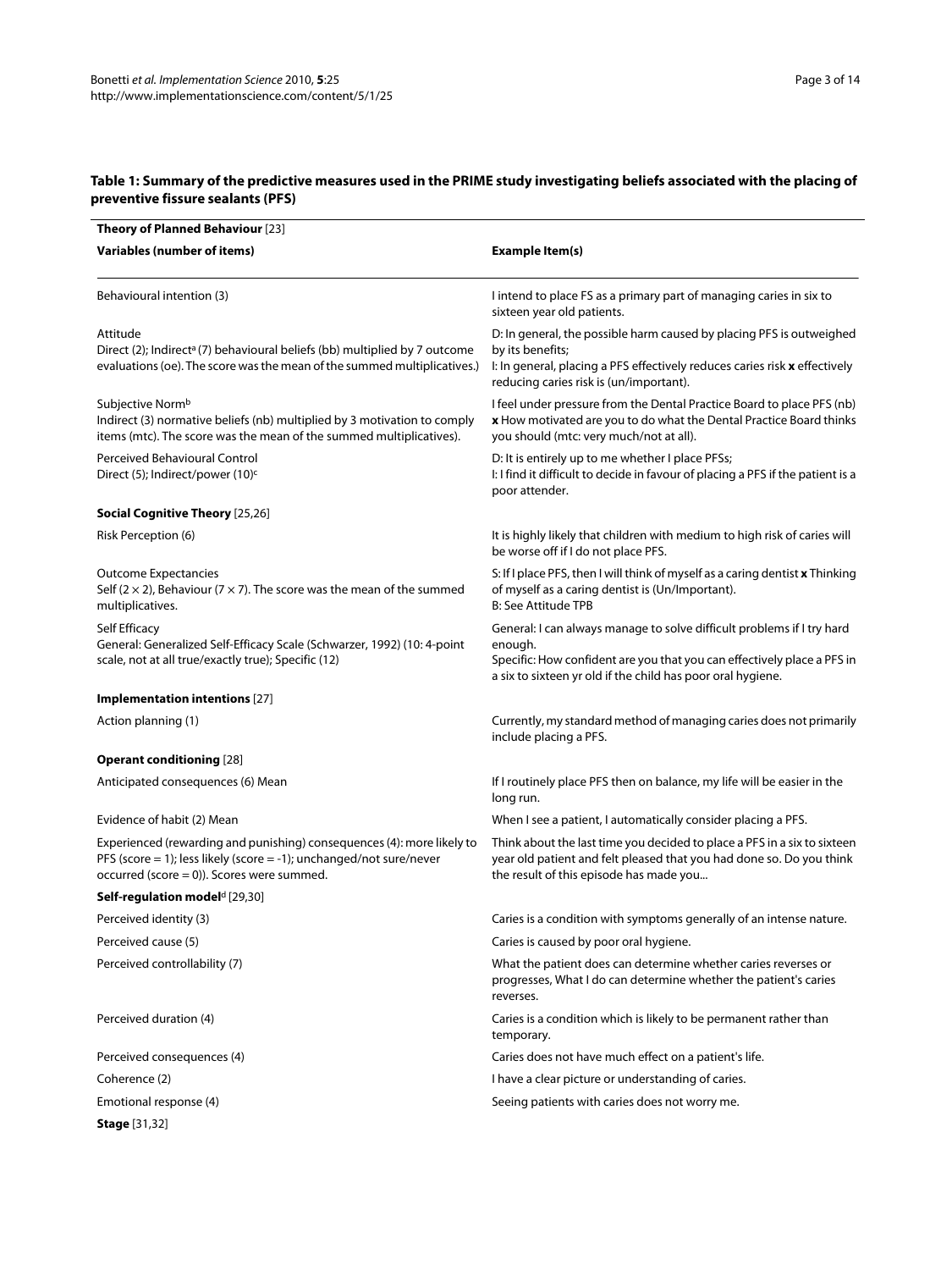**Table 1: Summary of the predictive measures used in the PRIME study investigating beliefs associated with the placing of preventive fissure sealants (PFS)**

| **Theory of Planned Behaviour** [23] | |
|---|---|
| **Variables (number of items)** | **Example Item(s)** |
| Behavioural intention (3) | I intend to place FS as a primary part of managing caries in six to sixteen year old patients. |
| Attitude<br>Direct (2); Indirect[a] (7) behavioural beliefs (bb) multiplied by 7 outcome evaluations (oe). The score was the mean of the summed multiplicatives.) | D: In general, the possible harm caused by placing PFS is outweighed by its benefits;<br>I: In general, placing a PFS effectively reduces caries risk **x** effectively reducing caries risk is (un/important). |
| Subjective Norm[b]<br>Indirect (3) normative beliefs (nb) multiplied by 3 motivation to comply items (mtc). The score was the mean of the summed multiplicatives). | I feel under pressure from the Dental Practice Board to place PFS (nb) **x** How motivated are you to do what the Dental Practice Board thinks you should (mtc: very much/not at all). |
| Perceived Behavioural Control<br>Direct (5); Indirect/power (10)[c] | D: It is entirely up to me whether I place PFSs;<br>I: I find it difficult to decide in favour of placing a PFS if the patient is a poor attender. |
| **Social Cognitive Theory** [25,26] | |
| Risk Perception (6) | It is highly likely that children with medium to high risk of caries will be worse off if I do not place PFS. |
| Outcome Expectancies<br>Self (2 × 2), Behaviour (7 × 7). The score was the mean of the summed multiplicatives. | S: If I place PFS, then I will think of myself as a caring dentist **x** Thinking of myself as a caring dentist is (Un/Important).<br>B: See Attitude TPB |
| Self Efficacy<br>General: Generalized Self-Efficacy Scale (Schwarzer, 1992) (10: 4-point scale, not at all true/exactly true); Specific (12) | General: I can always manage to solve difficult problems if I try hard enough.<br>Specific: How confident are you that you can effectively place a PFS in a six to sixteen yr old if the child has poor oral hygiene. |
| **Implementation intentions** [27] | |
| Action planning (1) | Currently, my standard method of managing caries does not primarily include placing a PFS. |
| **Operant conditioning** [28] | |
| Anticipated consequences (6) Mean | If I routinely place PFS then on balance, my life will be easier in the long run. |
| Evidence of habit (2) Mean | When I see a patient, I automatically consider placing a PFS. |
| Experienced (rewarding and punishing) consequences (4): more likely to PFS (score = 1); less likely (score = -1); unchanged/not sure/never occurred (score = 0)). Scores were summed. | Think about the last time you decided to place a PFS in a six to sixteen year old patient and felt pleased that you had done so. Do you think the result of this episode has made you... |
| **Self-regulation model**[d] [29,30] | |
| Perceived identity (3) | Caries is a condition with symptoms generally of an intense nature. |
| Perceived cause (5) | Caries is caused by poor oral hygiene. |
| Perceived controllability (7) | What the patient does can determine whether caries reverses or progresses, What I do can determine whether the patient's caries reverses. |
| Perceived duration (4) | Caries is a condition which is likely to be permanent rather than temporary. |
| Perceived consequences (4) | Caries does not have much effect on a patient's life. |
| Coherence (2) | I have a clear picture or understanding of caries. |
| Emotional response (4) | Seeing patients with caries does not worry me. |
| **Stage** [31,32] | |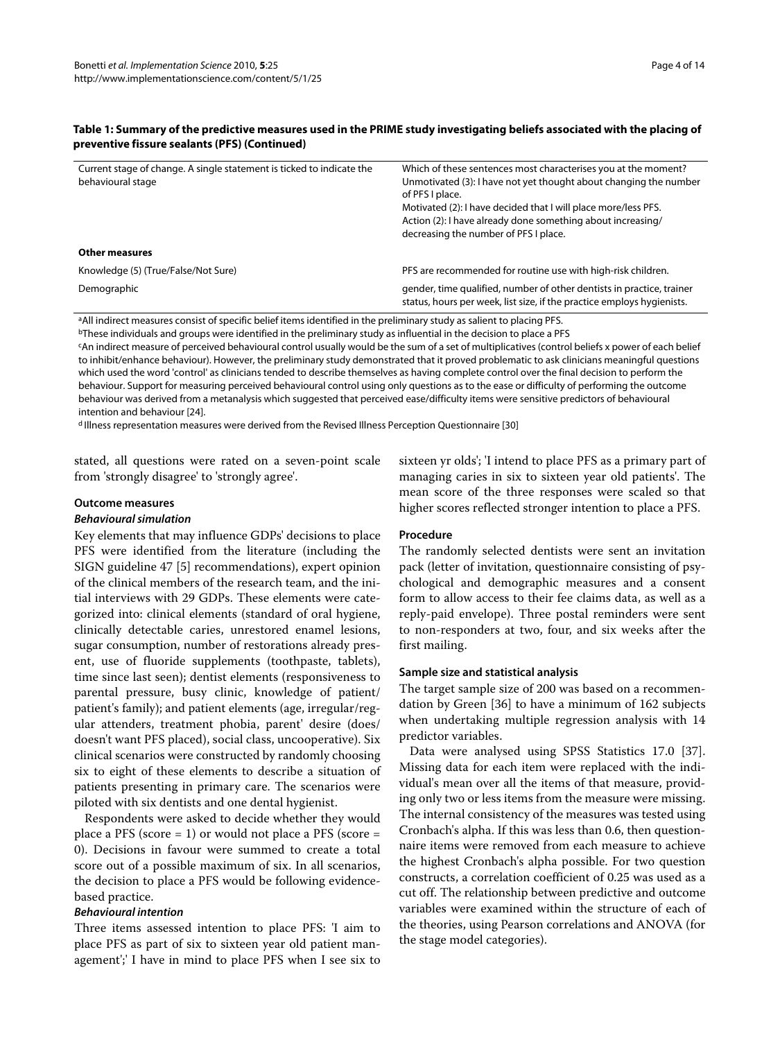**Table 1: Summary of the predictive measures used in the PRIME study investigating beliefs associated with the placing of preventive fissure sealants (PFS) (Continued)**

| | |
|---|---|
| Current stage of change. A single statement is ticked to indicate the behavioural stage | Which of these sentences most characterises you at the moment? Unmotivated (3): I have not yet thought about changing the number of PFS I place. Motivated (2): I have decided that I will place more/less PFS. Action (2): I have already done something about increasing/ decreasing the number of PFS I place. |
| **Other measures** | |
| Knowledge (5) (True/False/Not Sure) | PFS are recommended for routine use with high-risk children. |
| Demographic | gender, time qualified, number of other dentists in practice, trainer status, hours per week, list size, if the practice employs hygienists. |

[a]All indirect measures consist of specific belief items identified in the preliminary study as salient to placing PFS.
[b]These individuals and groups were identified in the preliminary study as influential in the decision to place a PFS
[c]An indirect measure of perceived behavioural control usually would be the sum of a set of multiplicatives (control beliefs x power of each belief to inhibit/enhance behaviour). However, the preliminary study demonstrated that it proved problematic to ask clinicians meaningful questions which used the word 'control' as clinicians tended to describe themselves as having complete control over the final decision to perform the behaviour. Support for measuring perceived behavioural control using only questions as to the ease or difficulty of performing the outcome behaviour was derived from a metanalysis which suggested that perceived ease/difficulty items were sensitive predictors of behavioural intention and behaviour [24].
[d] Illness representation measures were derived from the Revised Illness Perception Questionnaire [30]

stated, all questions were rated on a seven-point scale from 'strongly disagree' to 'strongly agree'.

### Outcome measures

#### *Behavioural simulation*

Key elements that may influence GDPs' decisions to place PFS were identified from the literature (including the SIGN guideline 47 [5] recommendations), expert opinion of the clinical members of the research team, and the initial interviews with 29 GDPs. These elements were categorized into: clinical elements (standard of oral hygiene, clinically detectable caries, unrestored enamel lesions, sugar consumption, number of restorations already present, use of fluoride supplements (toothpaste, tablets), time since last seen); dentist elements (responsiveness to parental pressure, busy clinic, knowledge of patient/ patient's family); and patient elements (age, irregular/regular attenders, treatment phobia, parent' desire (does/ doesn't want PFS placed), social class, uncooperative). Six clinical scenarios were constructed by randomly choosing six to eight of these elements to describe a situation of patients presenting in primary care. The scenarios were piloted with six dentists and one dental hygienist.

Respondents were asked to decide whether they would place a PFS (score = 1) or would not place a PFS (score = 0). Decisions in favour were summed to create a total score out of a possible maximum of six. In all scenarios, the decision to place a PFS would be following evidence-based practice.

#### *Behavioural intention*

Three items assessed intention to place PFS: 'I aim to place PFS as part of six to sixteen year old patient management';' I have in mind to place PFS when I see six to sixteen yr olds'; 'I intend to place PFS as a primary part of managing caries in six to sixteen year old patients'. The mean score of the three responses were scaled so that higher scores reflected stronger intention to place a PFS.

### Procedure

The randomly selected dentists were sent an invitation pack (letter of invitation, questionnaire consisting of psychological and demographic measures and a consent form to allow access to their fee claims data, as well as a reply-paid envelope). Three postal reminders were sent to non-responders at two, four, and six weeks after the first mailing.

### Sample size and statistical analysis

The target sample size of 200 was based on a recommendation by Green [36] to have a minimum of 162 subjects when undertaking multiple regression analysis with 14 predictor variables.

Data were analysed using SPSS Statistics 17.0 [37]. Missing data for each item were replaced with the individual's mean over all the items of that measure, providing only two or less items from the measure were missing. The internal consistency of the measures was tested using Cronbach's alpha. If this was less than 0.6, then questionnaire items were removed from each measure to achieve the highest Cronbach's alpha possible. For two question constructs, a correlation coefficient of 0.25 was used as a cut off. The relationship between predictive and outcome variables were examined within the structure of each of the theories, using Pearson correlations and ANOVA (for the stage model categories).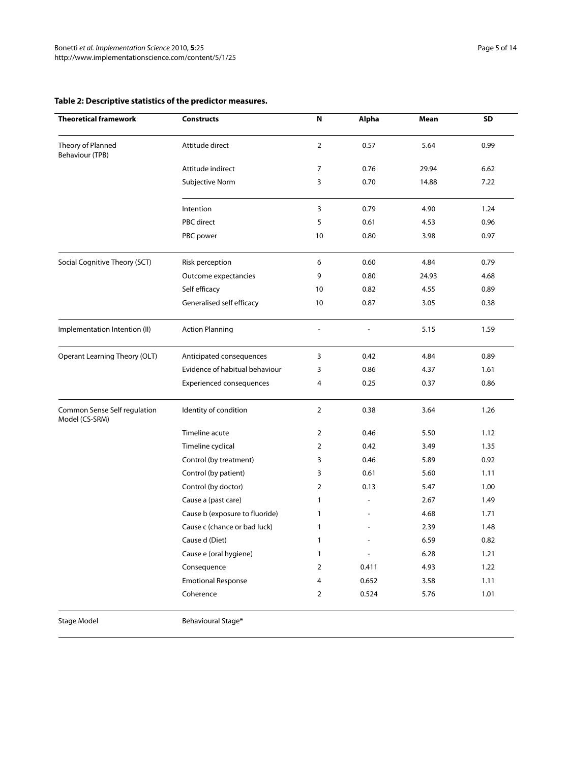**Table 2: Descriptive statistics of the predictor measures.**

| Theoretical framework | Constructs | N | Alpha | Mean | SD |
|---|---|---|---|---|---|
| Theory of Planned Behaviour (TPB) | Attitude direct | 2 | 0.57 | 5.64 | 0.99 |
| | Attitude indirect | 7 | 0.76 | 29.94 | 6.62 |
| | Subjective Norm | 3 | 0.70 | 14.88 | 7.22 |
| | Intention | 3 | 0.79 | 4.90 | 1.24 |
| | PBC direct | 5 | 0.61 | 4.53 | 0.96 |
| | PBC power | 10 | 0.80 | 3.98 | 0.97 |
| Social Cognitive Theory (SCT) | Risk perception | 6 | 0.60 | 4.84 | 0.79 |
| | Outcome expectancies | 9 | 0.80 | 24.93 | 4.68 |
| | Self efficacy | 10 | 0.82 | 4.55 | 0.89 |
| | Generalised self efficacy | 10 | 0.87 | 3.05 | 0.38 |
| Implementation Intention (II) | Action Planning | - | - | 5.15 | 1.59 |
| Operant Learning Theory (OLT) | Anticipated consequences | 3 | 0.42 | 4.84 | 0.89 |
| | Evidence of habitual behaviour | 3 | 0.86 | 4.37 | 1.61 |
| | Experienced consequences | 4 | 0.25 | 0.37 | 0.86 |
| Common Sense Self regulation Model (CS-SRM) | Identity of condition | 2 | 0.38 | 3.64 | 1.26 |
| | Timeline acute | 2 | 0.46 | 5.50 | 1.12 |
| | Timeline cyclical | 2 | 0.42 | 3.49 | 1.35 |
| | Control (by treatment) | 3 | 0.46 | 5.89 | 0.92 |
| | Control (by patient) | 3 | 0.61 | 5.60 | 1.11 |
| | Control (by doctor) | 2 | 0.13 | 5.47 | 1.00 |
| | Cause a (past care) | 1 | - | 2.67 | 1.49 |
| | Cause b (exposure to fluoride) | 1 | - | 4.68 | 1.71 |
| | Cause c (chance or bad luck) | 1 | - | 2.39 | 1.48 |
| | Cause d (Diet) | 1 | - | 6.59 | 0.82 |
| | Cause e (oral hygiene) | 1 | - | 6.28 | 1.21 |
| | Consequence | 2 | 0.411 | 4.93 | 1.22 |
| | Emotional Response | 4 | 0.652 | 3.58 | 1.11 |
| | Coherence | 2 | 0.524 | 5.76 | 1.01 |
| Stage Model | Behavioural Stage* | | | | |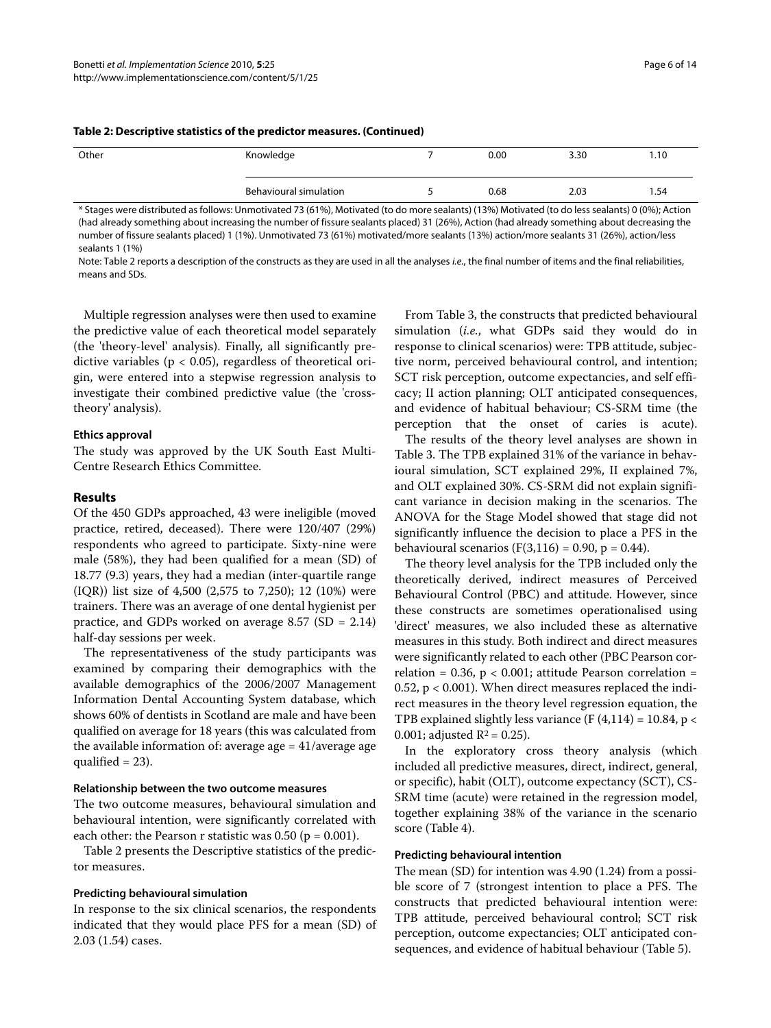**Table 2: Descriptive statistics of the predictor measures. (Continued)**

| | | | | | |
|---|---|---|---|---|---|
| Other | Knowledge | 7 | 0.00 | 3.30 | 1.10 |
| | Behavioural simulation | 5 | 0.68 | 2.03 | 1.54 |

* Stages were distributed as follows: Unmotivated 73 (61%), Motivated (to do more sealants) (13%) Motivated (to do less sealants) 0 (0%); Action (had already something about increasing the number of fissure sealants placed) 31 (26%), Action (had already something about decreasing the number of fissure sealants placed) 1 (1%). Unmotivated 73 (61%) motivated/more sealants (13%) action/more sealants 31 (26%), action/less sealants 1 (1%)

Note: Table 2 reports a description of the constructs as they are used in all the analyses *i.e.*, the final number of items and the final reliabilities, means and SDs.

Multiple regression analyses were then used to examine the predictive value of each theoretical model separately (the 'theory-level' analysis). Finally, all significantly predictive variables ($p < 0.05$), regardless of theoretical origin, were entered into a stepwise regression analysis to investigate their combined predictive value (the 'cross-theory' analysis).

#### Ethics approval

The study was approved by the UK South East Multi-Centre Research Ethics Committee.

## Results

Of the 450 GDPs approached, 43 were ineligible (moved practice, retired, deceased). There were 120/407 (29%) respondents who agreed to participate. Sixty-nine were male (58%), they had been qualified for a mean (SD) of 18.77 (9.3) years, they had a median (inter-quartile range (IQR)) list size of 4,500 (2,575 to 7,250); 12 (10%) were trainers. There was an average of one dental hygienist per practice, and GDPs worked on average 8.57 (SD = 2.14) half-day sessions per week.

The representativeness of the study participants was examined by comparing their demographics with the available demographics of the 2006/2007 Management Information Dental Accounting System database, which shows 60% of dentists in Scotland are male and have been qualified on average for 18 years (this was calculated from the available information of: average age = 41/average age qualified = 23).

#### Relationship between the two outcome measures

The two outcome measures, behavioural simulation and behavioural intention, were significantly correlated with each other: the Pearson r statistic was 0.50 ($p = 0.001$).

Table 2 presents the Descriptive statistics of the predictor measures.

#### Predicting behavioural simulation

In response to the six clinical scenarios, the respondents indicated that they would place PFS for a mean (SD) of 2.03 (1.54) cases.

From Table 3, the constructs that predicted behavioural simulation (*i.e.*, what GDPs said they would do in response to clinical scenarios) were: TPB attitude, subjective norm, perceived behavioural control, and intention; SCT risk perception, outcome expectancies, and self efficacy; II action planning; OLT anticipated consequences, and evidence of habitual behaviour; CS-SRM time (the perception that the onset of caries is acute).

The results of the theory level analyses are shown in Table 3. The TPB explained 31% of the variance in behavioural simulation, SCT explained 29%, II explained 7%, and OLT explained 30%. CS-SRM did not explain significant variance in decision making in the scenarios. The ANOVA for the Stage Model showed that stage did not significantly influence the decision to place a PFS in the behavioural scenarios ($F(3,116) = 0.90$, $p = 0.44$).

The theory level analysis for the TPB included only the theoretically derived, indirect measures of Perceived Behavioural Control (PBC) and attitude. However, since these constructs are sometimes operationalised using 'direct' measures, we also included these as alternative measures in this study. Both indirect and direct measures were significantly related to each other (PBC Pearson correlation = 0.36, $p < 0.001$; attitude Pearson correlation = 0.52, $p < 0.001$). When direct measures replaced the indirect measures in the theory level regression equation, the TPB explained slightly less variance ($F(4,114) = 10.84$, $p < 0.001$; adjusted $R^2 = 0.25$).

In the exploratory cross theory analysis (which included all predictive measures, direct, indirect, general, or specific), habit (OLT), outcome expectancy (SCT), CS-SRM time (acute) were retained in the regression model, together explaining 38% of the variance in the scenario score (Table 4).

#### Predicting behavioural intention

The mean (SD) for intention was 4.90 (1.24) from a possible score of 7 (strongest intention to place a PFS. The constructs that predicted behavioural intention were: TPB attitude, perceived behavioural control; SCT risk perception, outcome expectancies; OLT anticipated consequences, and evidence of habitual behaviour (Table 5).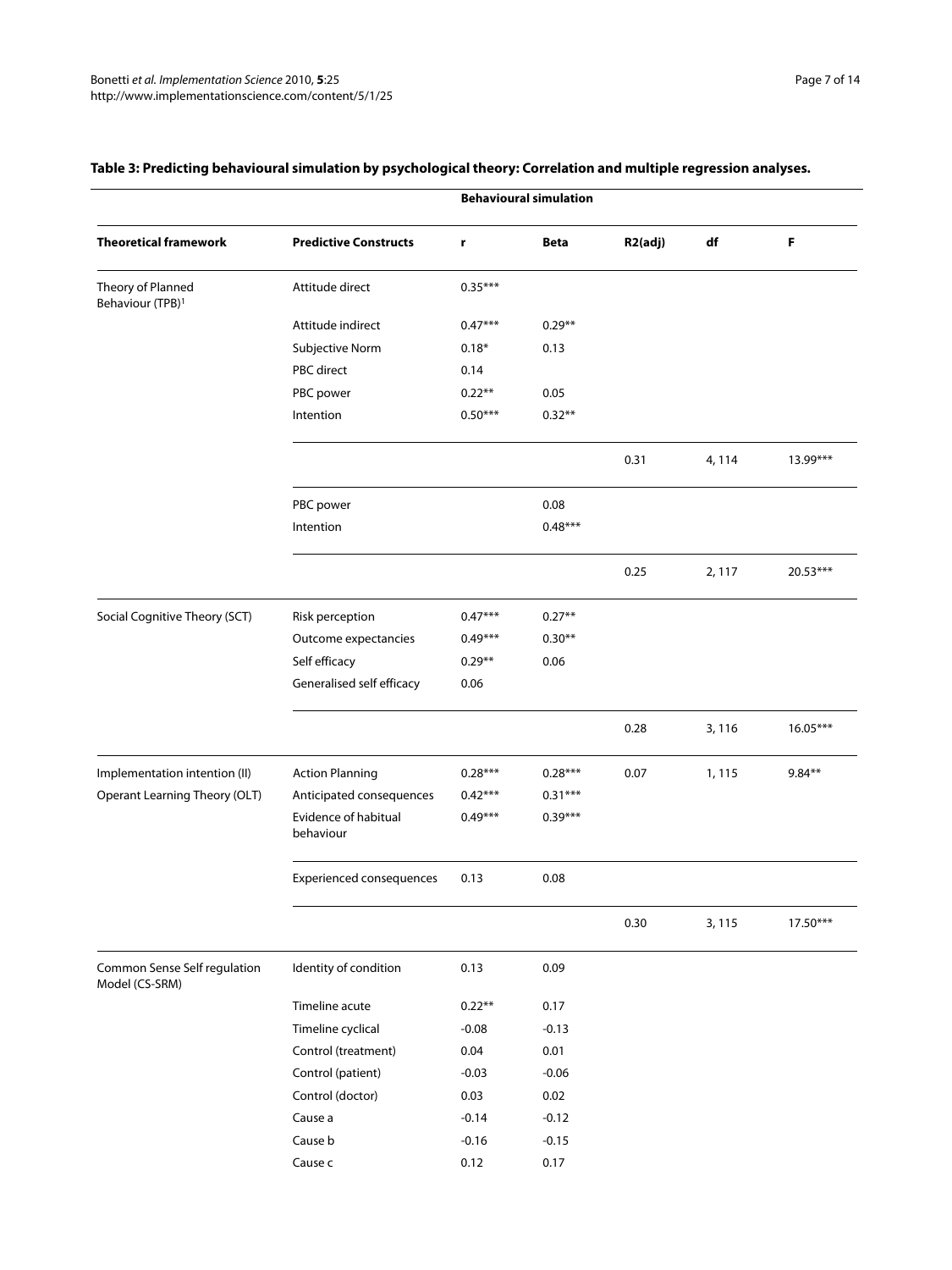**Table 3: Predicting behavioural simulation by psychological theory: Correlation and multiple regression analyses.**

| | | Behavioural simulation | | | | |
|---|---|---|---|---|---|---|
| **Theoretical framework** | **Predictive Constructs** | **r** | **Beta** | **R2(adj)** | **df** | **F** |
| Theory of Planned Behaviour (TPB)[1] | Attitude direct | 0.35*** | | | | |
| | Attitude indirect | 0.47*** | 0.29** | | | |
| | Subjective Norm | 0.18* | 0.13 | | | |
| | PBC direct | 0.14 | | | | |
| | PBC power | 0.22** | 0.05 | | | |
| | Intention | 0.50*** | 0.32** | | | |
| | | | | 0.31 | 4, 114 | 13.99*** |
| | PBC power | | 0.08 | | | |
| | Intention | | 0.48*** | | | |
| | | | | 0.25 | 2, 117 | 20.53*** |
| Social Cognitive Theory (SCT) | Risk perception | 0.47*** | 0.27** | | | |
| | Outcome expectancies | 0.49*** | 0.30** | | | |
| | Self efficacy | 0.29** | 0.06 | | | |
| | Generalised self efficacy | 0.06 | | | | |
| | | | | 0.28 | 3, 116 | 16.05*** |
| Implementation intention (II) | Action Planning | 0.28*** | 0.28*** | 0.07 | 1, 115 | 9.84** |
| Operant Learning Theory (OLT) | Anticipated consequences | 0.42*** | 0.31*** | | | |
| | Evidence of habitual behaviour | 0.49*** | 0.39*** | | | |
| | Experienced consequences | 0.13 | 0.08 | | | |
| | | | | 0.30 | 3, 115 | 17.50*** |
| Common Sense Self regulation Model (CS-SRM) | Identity of condition | 0.13 | 0.09 | | | |
| | Timeline acute | 0.22** | 0.17 | | | |
| | Timeline cyclical | -0.08 | -0.13 | | | |
| | Control (treatment) | 0.04 | 0.01 | | | |
| | Control (patient) | -0.03 | -0.06 | | | |
| | Control (doctor) | 0.03 | 0.02 | | | |
| | Cause a | -0.14 | -0.12 | | | |
| | Cause b | -0.16 | -0.15 | | | |
| | Cause c | 0.12 | 0.17 | | | |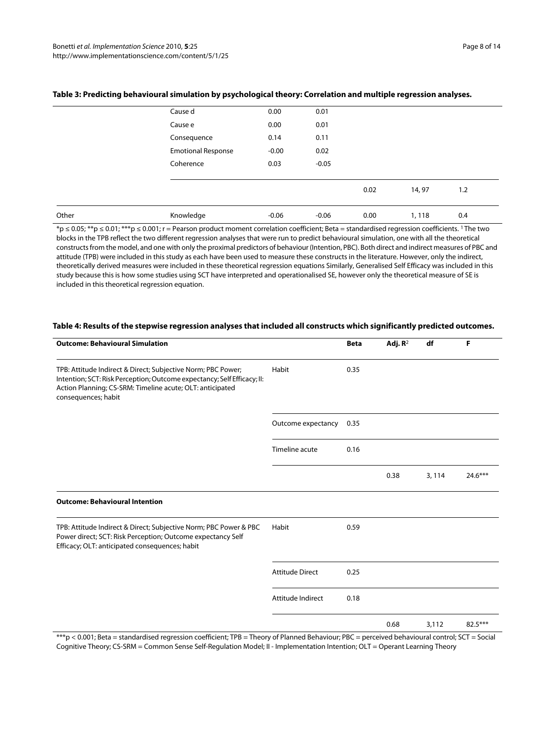**Table 3: Predicting behavioural simulation by psychological theory: Correlation and multiple regression analyses.**

| | | | | | | |
|---|---|---|---|---|---|---|
| | Cause d | 0.00 | 0.01 | | | |
| | Cause e | 0.00 | 0.01 | | | |
| | Consequence | 0.14 | 0.11 | | | |
| | Emotional Response | -0.00 | 0.02 | | | |
| | Coherence | 0.03 | -0.05 | | | |
| | | | | 0.02 | 14, 97 | 1.2 |
| Other | Knowledge | -0.06 | -0.06 | 0.00 | 1, 118 | 0.4 |

*p ≤ 0.05; **p ≤ 0.01; ***p ≤ 0.001; r = Pearson product moment correlation coefficient; Beta = standardised regression coefficients. [1] The two blocks in the TPB reflect the two different regression analyses that were run to predict behavioural simulation, one with all the theoretical constructs from the model, and one with only the proximal predictors of behaviour (Intention, PBC). Both direct and indirect measures of PBC and attitude (TPB) were included in this study as each have been used to measure these constructs in the literature. However, only the indirect, theoretically derived measures were included in these theoretical regression equations Similarly, Generalised Self Efficacy was included in this study because this is how some studies using SCT have interpreted and operationalised SE, however only the theoretical measure of SE is included in this theoretical regression equation.

**Table 4: Results of the stepwise regression analyses that included all constructs which significantly predicted outcomes.**

| **Outcome: Behavioural Simulation** | | **Beta** | **Adj. $R^2$** | **df** | **F** |
|---|---|---|---|---|---|
| TPB: Attitude Indirect & Direct; Subjective Norm; PBC Power; Intention; SCT: Risk Perception; Outcome expectancy; Self Efficacy; II: Action Planning; CS-SRM: Timeline acute; OLT: anticipated consequences; habit | Habit | 0.35 | | | |
| | Outcome expectancy | 0.35 | | | |
| | Timeline acute | 0.16 | | | |
| | | | 0.38 | 3, 114 | 24.6*** |
| **Outcome: Behavioural Intention** | | | | | |
| TPB: Attitude Indirect & Direct; Subjective Norm; PBC Power & PBC Power direct; SCT: Risk Perception; Outcome expectancy Self Efficacy; OLT: anticipated consequences; habit | Habit | 0.59 | | | |
| | Attitude Direct | 0.25 | | | |
| | Attitude Indirect | 0.18 | | | |
| | | | 0.68 | 3,112 | 82.5*** |

***p < 0.001; Beta = standardised regression coefficient; TPB = Theory of Planned Behaviour; PBC = perceived behavioural control; SCT = Social Cognitive Theory; CS-SRM = Common Sense Self-Regulation Model; II - Implementation Intention; OLT = Operant Learning Theory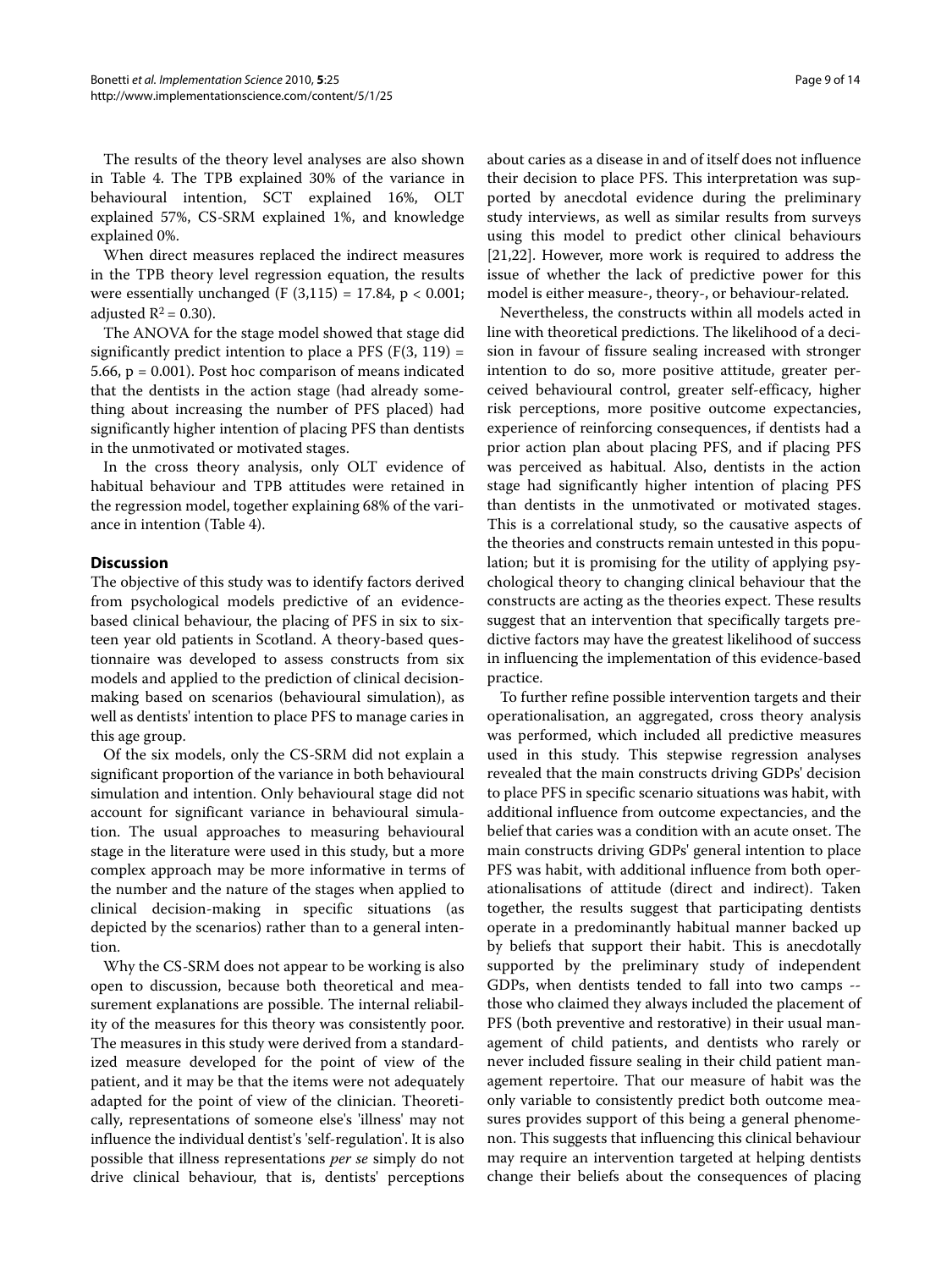The results of the theory level analyses are also shown in Table 4. The TPB explained 30% of the variance in behavioural intention, SCT explained 16%, OLT explained 57%, CS-SRM explained 1%, and knowledge explained 0%.

When direct measures replaced the indirect measures in the TPB theory level regression equation, the results were essentially unchanged ($F(3,115) = 17.84$, $p < 0.001$; adjusted $R^2 = 0.30$).

The ANOVA for the stage model showed that stage did significantly predict intention to place a PFS ($F(3, 119) = 5.66$, $p = 0.001$). Post hoc comparison of means indicated that the dentists in the action stage (had already something about increasing the number of PFS placed) had significantly higher intention of placing PFS than dentists in the unmotivated or motivated stages.

In the cross theory analysis, only OLT evidence of habitual behaviour and TPB attitudes were retained in the regression model, together explaining 68% of the variance in intention (Table 4).

## Discussion

The objective of this study was to identify factors derived from psychological models predictive of an evidence-based clinical behaviour, the placing of PFS in six to sixteen year old patients in Scotland. A theory-based questionnaire was developed to assess constructs from six models and applied to the prediction of clinical decision-making based on scenarios (behavioural simulation), as well as dentists' intention to place PFS to manage caries in this age group.

Of the six models, only the CS-SRM did not explain a significant proportion of the variance in both behavioural simulation and intention. Only behavioural stage did not account for significant variance in behavioural simulation. The usual approaches to measuring behavioural stage in the literature were used in this study, but a more complex approach may be more informative in terms of the number and the nature of the stages when applied to clinical decision-making in specific situations (as depicted by the scenarios) rather than to a general intention.

Why the CS-SRM does not appear to be working is also open to discussion, because both theoretical and measurement explanations are possible. The internal reliability of the measures for this theory was consistently poor. The measures in this study were derived from a standardized measure developed for the point of view of the patient, and it may be that the items were not adequately adapted for the point of view of the clinician. Theoretically, representations of someone else's 'illness' may not influence the individual dentist's 'self-regulation'. It is also possible that illness representations *per se* simply do not drive clinical behaviour, that is, dentists' perceptions about caries as a disease in and of itself does not influence their decision to place PFS. This interpretation was supported by anecdotal evidence during the preliminary study interviews, as well as similar results from surveys using this model to predict other clinical behaviours [21,22]. However, more work is required to address the issue of whether the lack of predictive power for this model is either measure-, theory-, or behaviour-related.

Nevertheless, the constructs within all models acted in line with theoretical predictions. The likelihood of a decision in favour of fissure sealing increased with stronger intention to do so, more positive attitude, greater perceived behavioural control, greater self-efficacy, higher risk perceptions, more positive outcome expectancies, experience of reinforcing consequences, if dentists had a prior action plan about placing PFS, and if placing PFS was perceived as habitual. Also, dentists in the action stage had significantly higher intention of placing PFS than dentists in the unmotivated or motivated stages. This is a correlational study, so the causative aspects of the theories and constructs remain untested in this population; but it is promising for the utility of applying psychological theory to changing clinical behaviour that the constructs are acting as the theories expect. These results suggest that an intervention that specifically targets predictive factors may have the greatest likelihood of success in influencing the implementation of this evidence-based practice.

To further refine possible intervention targets and their operationalisation, an aggregated, cross theory analysis was performed, which included all predictive measures used in this study. This stepwise regression analyses revealed that the main constructs driving GDPs' decision to place PFS in specific scenario situations was habit, with additional influence from outcome expectancies, and the belief that caries was a condition with an acute onset. The main constructs driving GDPs' general intention to place PFS was habit, with additional influence from both operationalisations of attitude (direct and indirect). Taken together, the results suggest that participating dentists operate in a predominantly habitual manner backed up by beliefs that support their habit. This is anecdotally supported by the preliminary study of independent GDPs, when dentists tended to fall into two camps -- those who claimed they always included the placement of PFS (both preventive and restorative) in their usual management of child patients, and dentists who rarely or never included fissure sealing in their child patient management repertoire. That our measure of habit was the only variable to consistently predict both outcome measures provides support of this being a general phenomenon. This suggests that influencing this clinical behaviour may require an intervention targeted at helping dentists change their beliefs about the consequences of placing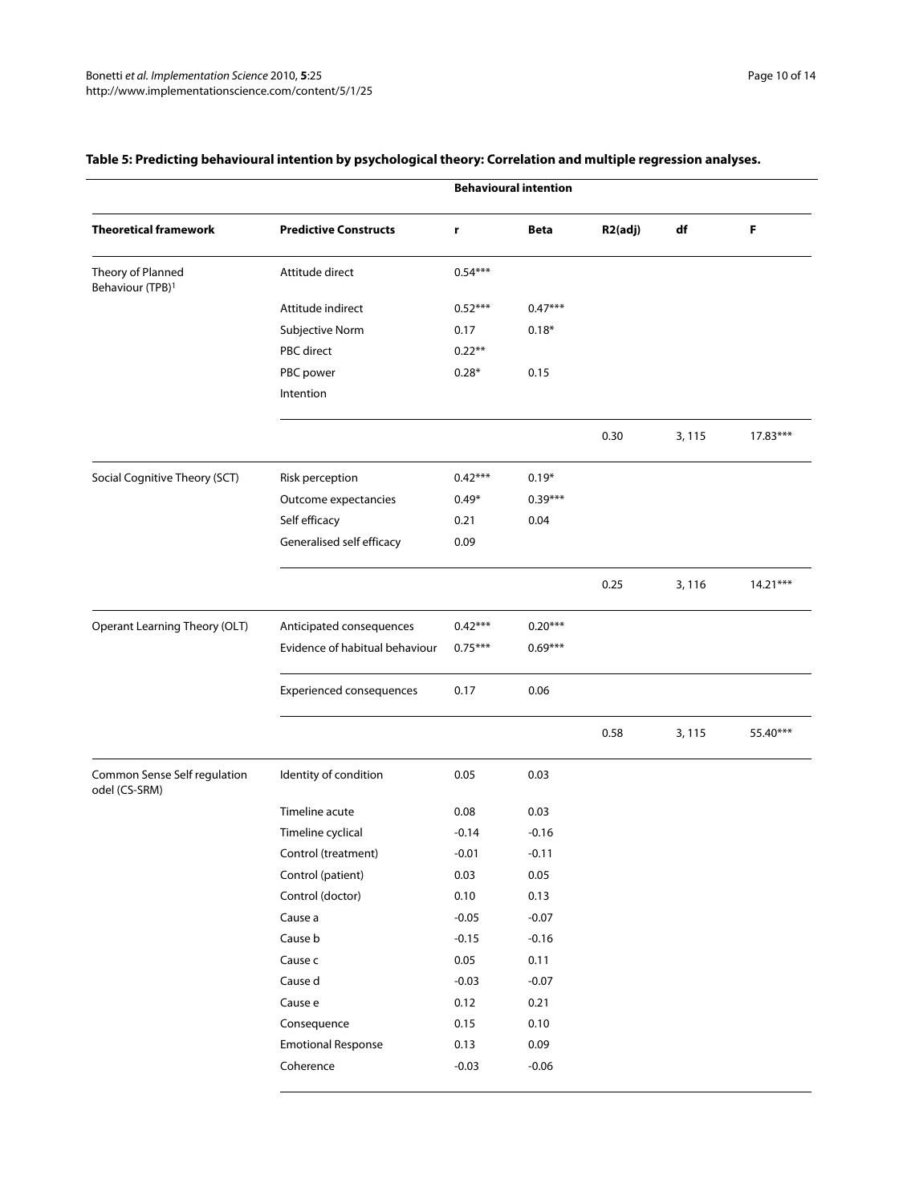**Table 5: Predicting behavioural intention by psychological theory: Correlation and multiple regression analyses.**

| | | Behavioural intention | | | | |
|---|---|---|---|---|---|---|
| **Theoretical framework** | **Predictive Constructs** | **r** | **Beta** | **R2(adj)** | **df** | **F** |
| Theory of Planned Behaviour (TPB)[1] | Attitude direct | 0.54*** | | | | |
| | Attitude indirect | 0.52*** | 0.47*** | | | |
| | Subjective Norm | 0.17 | 0.18* | | | |
| | PBC direct | 0.22** | | | | |
| | PBC power | 0.28* | 0.15 | | | |
| | Intention | | | | | |
| | | | | 0.30 | 3, 115 | 17.83*** |
| Social Cognitive Theory (SCT) | Risk perception | 0.42*** | 0.19* | | | |
| | Outcome expectancies | 0.49* | 0.39*** | | | |
| | Self efficacy | 0.21 | 0.04 | | | |
| | Generalised self efficacy | 0.09 | | | | |
| | | | | 0.25 | 3, 116 | 14.21*** |
| Operant Learning Theory (OLT) | Anticipated consequences | 0.42*** | 0.20*** | | | |
| | Evidence of habitual behaviour | 0.75*** | 0.69*** | | | |
| | Experienced consequences | 0.17 | 0.06 | | | |
| | | | | 0.58 | 3, 115 | 55.40*** |
| Common Sense Self regulation odel (CS-SRM) | Identity of condition | 0.05 | 0.03 | | | |
| | Timeline acute | 0.08 | 0.03 | | | |
| | Timeline cyclical | -0.14 | -0.16 | | | |
| | Control (treatment) | -0.01 | -0.11 | | | |
| | Control (patient) | 0.03 | 0.05 | | | |
| | Control (doctor) | 0.10 | 0.13 | | | |
| | Cause a | -0.05 | -0.07 | | | |
| | Cause b | -0.15 | -0.16 | | | |
| | Cause c | 0.05 | 0.11 | | | |
| | Cause d | -0.03 | -0.07 | | | |
| | Cause e | 0.12 | 0.21 | | | |
| | Consequence | 0.15 | 0.10 | | | |
| | Emotional Response | 0.13 | 0.09 | | | |
| | Coherence | -0.03 | -0.06 | | | |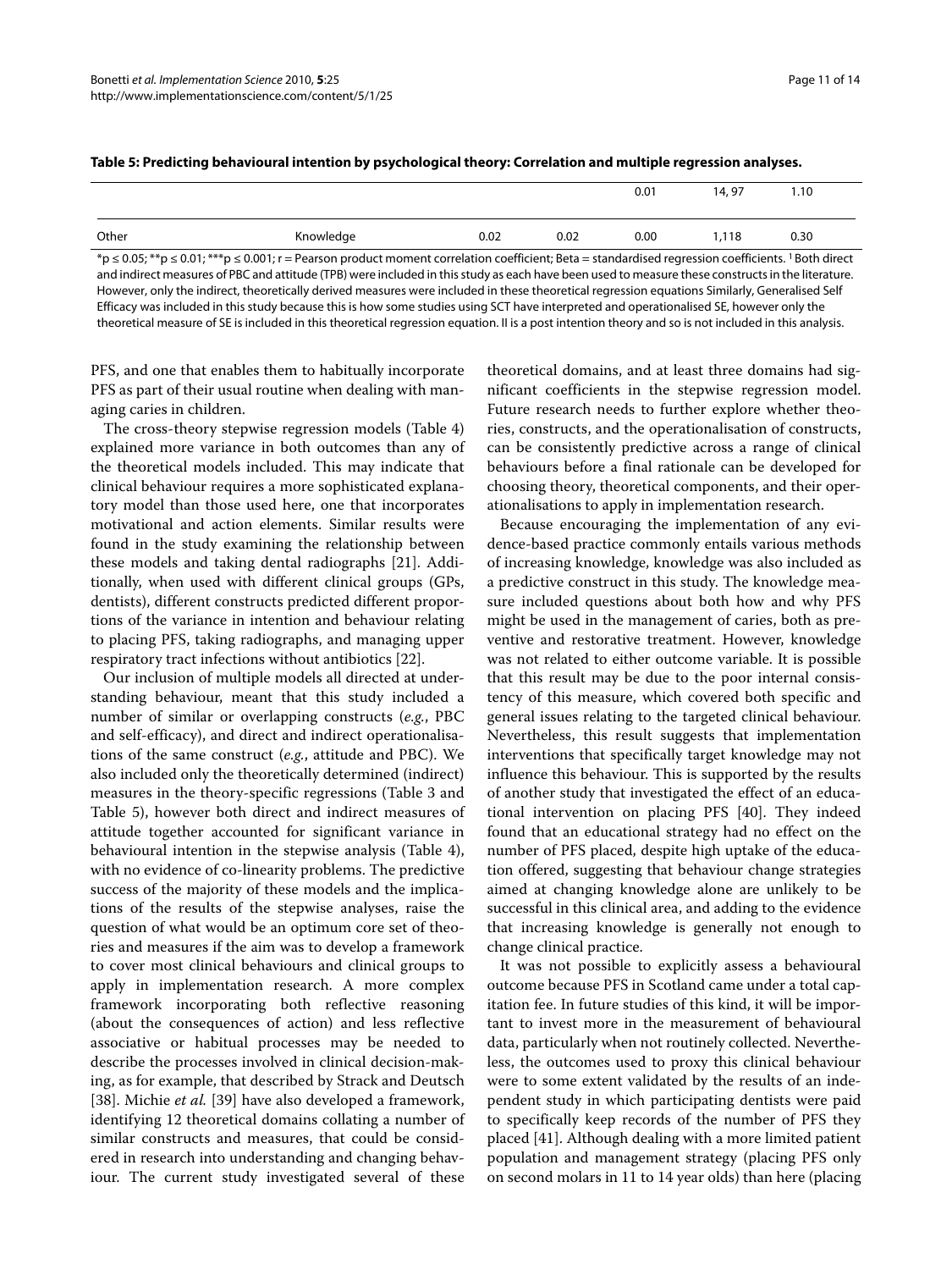**Table 5: Predicting behavioural intention by psychological theory: Correlation and multiple regression analyses.**

| | | | | | | |
|---|---|---|---|---|---|---|
| | | | | 0.01 | 14, 97 | 1.10 |
| Other | Knowledge | 0.02 | 0.02 | 0.00 | 1,118 | 0.30 |

*p ≤ 0.05; **p ≤ 0.01; ***p ≤ 0.001; r = Pearson product moment correlation coefficient; Beta = standardised regression coefficients. [1] Both direct and indirect measures of PBC and attitude (TPB) were included in this study as each have been used to measure these constructs in the literature. However, only the indirect, theoretically derived measures were included in these theoretical regression equations Similarly, Generalised Self Efficacy was included in this study because this is how some studies using SCT have interpreted and operationalised SE, however only the theoretical measure of SE is included in this theoretical regression equation. II is a post intention theory and so is not included in this analysis.

PFS, and one that enables them to habitually incorporate PFS as part of their usual routine when dealing with managing caries in children.

The cross-theory stepwise regression models (Table 4) explained more variance in both outcomes than any of the theoretical models included. This may indicate that clinical behaviour requires a more sophisticated explanatory model than those used here, one that incorporates motivational and action elements. Similar results were found in the study examining the relationship between these models and taking dental radiographs [21]. Additionally, when used with different clinical groups (GPs, dentists), different constructs predicted different proportions of the variance in intention and behaviour relating to placing PFS, taking radiographs, and managing upper respiratory tract infections without antibiotics [22].

Our inclusion of multiple models all directed at understanding behaviour, meant that this study included a number of similar or overlapping constructs (*e.g.*, PBC and self-efficacy), and direct and indirect operationalisations of the same construct (*e.g.*, attitude and PBC). We also included only the theoretically determined (indirect) measures in the theory-specific regressions (Table 3 and Table 5), however both direct and indirect measures of attitude together accounted for significant variance in behavioural intention in the stepwise analysis (Table 4), with no evidence of co-linearity problems. The predictive success of the majority of these models and the implications of the results of the stepwise analyses, raise the question of what would be an optimum core set of theories and measures if the aim was to develop a framework to cover most clinical behaviours and clinical groups to apply in implementation research. A more complex framework incorporating both reflective reasoning (about the consequences of action) and less reflective associative or habitual processes may be needed to describe the processes involved in clinical decision-making, as for example, that described by Strack and Deutsch [38]. Michie *et al.* [39] have also developed a framework, identifying 12 theoretical domains collating a number of similar constructs and measures, that could be considered in research into understanding and changing behaviour. The current study investigated several of these theoretical domains, and at least three domains had significant coefficients in the stepwise regression model. Future research needs to further explore whether theories, constructs, and the operationalisation of constructs, can be consistently predictive across a range of clinical behaviours before a final rationale can be developed for choosing theory, theoretical components, and their operationalisations to apply in implementation research.

Because encouraging the implementation of any evidence-based practice commonly entails various methods of increasing knowledge, knowledge was also included as a predictive construct in this study. The knowledge measure included questions about both how and why PFS might be used in the management of caries, both as preventive and restorative treatment. However, knowledge was not related to either outcome variable. It is possible that this result may be due to the poor internal consistency of this measure, which covered both specific and general issues relating to the targeted clinical behaviour. Nevertheless, this result suggests that implementation interventions that specifically target knowledge may not influence this behaviour. This is supported by the results of another study that investigated the effect of an educational intervention on placing PFS [40]. They indeed found that an educational strategy had no effect on the number of PFS placed, despite high uptake of the education offered, suggesting that behaviour change strategies aimed at changing knowledge alone are unlikely to be successful in this clinical area, and adding to the evidence that increasing knowledge is generally not enough to change clinical practice.

It was not possible to explicitly assess a behavioural outcome because PFS in Scotland came under a total capitation fee. In future studies of this kind, it will be important to invest more in the measurement of behavioural data, particularly when not routinely collected. Nevertheless, the outcomes used to proxy this clinical behaviour were to some extent validated by the results of an independent study in which participating dentists were paid to specifically keep records of the number of PFS they placed [41]. Although dealing with a more limited patient population and management strategy (placing PFS only on second molars in 11 to 14 year olds) than here (placing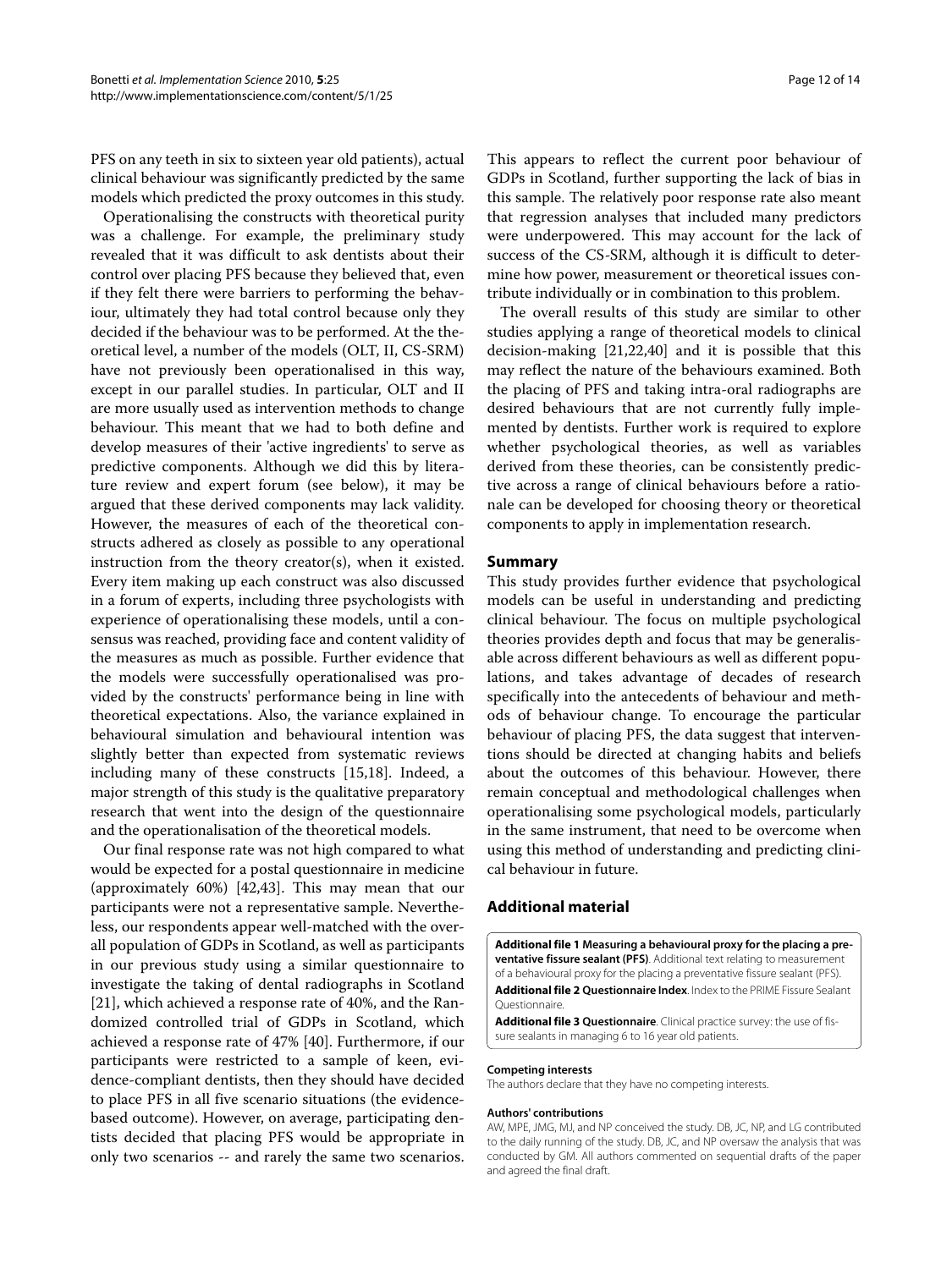PFS on any teeth in six to sixteen year old patients), actual clinical behaviour was significantly predicted by the same models which predicted the proxy outcomes in this study.

Operationalising the constructs with theoretical purity was a challenge. For example, the preliminary study revealed that it was difficult to ask dentists about their control over placing PFS because they believed that, even if they felt there were barriers to performing the behaviour, ultimately they had total control because only they decided if the behaviour was to be performed. At the theoretical level, a number of the models (OLT, II, CS-SRM) have not previously been operationalised in this way, except in our parallel studies. In particular, OLT and II are more usually used as intervention methods to change behaviour. This meant that we had to both define and develop measures of their 'active ingredients' to serve as predictive components. Although we did this by literature review and expert forum (see below), it may be argued that these derived components may lack validity. However, the measures of each of the theoretical constructs adhered as closely as possible to any operational instruction from the theory creator(s), when it existed. Every item making up each construct was also discussed in a forum of experts, including three psychologists with experience of operationalising these models, until a consensus was reached, providing face and content validity of the measures as much as possible. Further evidence that the models were successfully operationalised was provided by the constructs' performance being in line with theoretical expectations. Also, the variance explained in behavioural simulation and behavioural intention was slightly better than expected from systematic reviews including many of these constructs [15,18]. Indeed, a major strength of this study is the qualitative preparatory research that went into the design of the questionnaire and the operationalisation of the theoretical models.

Our final response rate was not high compared to what would be expected for a postal questionnaire in medicine (approximately 60%) [42,43]. This may mean that our participants were not a representative sample. Nevertheless, our respondents appear well-matched with the overall population of GDPs in Scotland, as well as participants in our previous study using a similar questionnaire to investigate the taking of dental radiographs in Scotland [21], which achieved a response rate of 40%, and the Randomized controlled trial of GDPs in Scotland, which achieved a response rate of 47% [40]. Furthermore, if our participants were restricted to a sample of keen, evidence-compliant dentists, then they should have decided to place PFS in all five scenario situations (the evidence-based outcome). However, on average, participating dentists decided that placing PFS would be appropriate in only two scenarios -- and rarely the same two scenarios. This appears to reflect the current poor behaviour of GDPs in Scotland, further supporting the lack of bias in this sample. The relatively poor response rate also meant that regression analyses that included many predictors were underpowered. This may account for the lack of success of the CS-SRM, although it is difficult to determine how power, measurement or theoretical issues contribute individually or in combination to this problem.

The overall results of this study are similar to other studies applying a range of theoretical models to clinical decision-making [21,22,40] and it is possible that this may reflect the nature of the behaviours examined. Both the placing of PFS and taking intra-oral radiographs are desired behaviours that are not currently fully implemented by dentists. Further work is required to explore whether psychological theories, as well as variables derived from these theories, can be consistently predictive across a range of clinical behaviours before a rationale can be developed for choosing theory or theoretical components to apply in implementation research.

## Summary

This study provides further evidence that psychological models can be useful in understanding and predicting clinical behaviour. The focus on multiple psychological theories provides depth and focus that may be generalisable across different behaviours as well as different populations, and takes advantage of decades of research specifically into the antecedents of behaviour and methods of behaviour change. To encourage the particular behaviour of placing PFS, the data suggest that interventions should be directed at changing habits and beliefs about the outcomes of this behaviour. However, there remain conceptual and methodological challenges when operationalising some psychological models, particularly in the same instrument, that need to be overcome when using this method of understanding and predicting clinical behaviour in future.

## Additional material

**Additional file 1 Measuring a behavioural proxy for the placing a preventative fissure sealant (PFS)**. Additional text relating to measurement of a behavioural proxy for the placing a preventative fissure sealant (PFS).

**Additional file 2 Questionnaire Index**. Index to the PRIME Fissure Sealant Questionnaire.

**Additional file 3 Questionnaire**. Clinical practice survey: the use of fissure sealants in managing 6 to 16 year old patients.

#### Competing interests

The authors declare that they have no competing interests.

#### Authors' contributions

AW, MPE, JMG, MJ, and NP conceived the study. DB, JC, NP, and LG contributed to the daily running of the study. DB, JC, and NP oversaw the analysis that was conducted by GM. All authors commented on sequential drafts of the paper and agreed the final draft.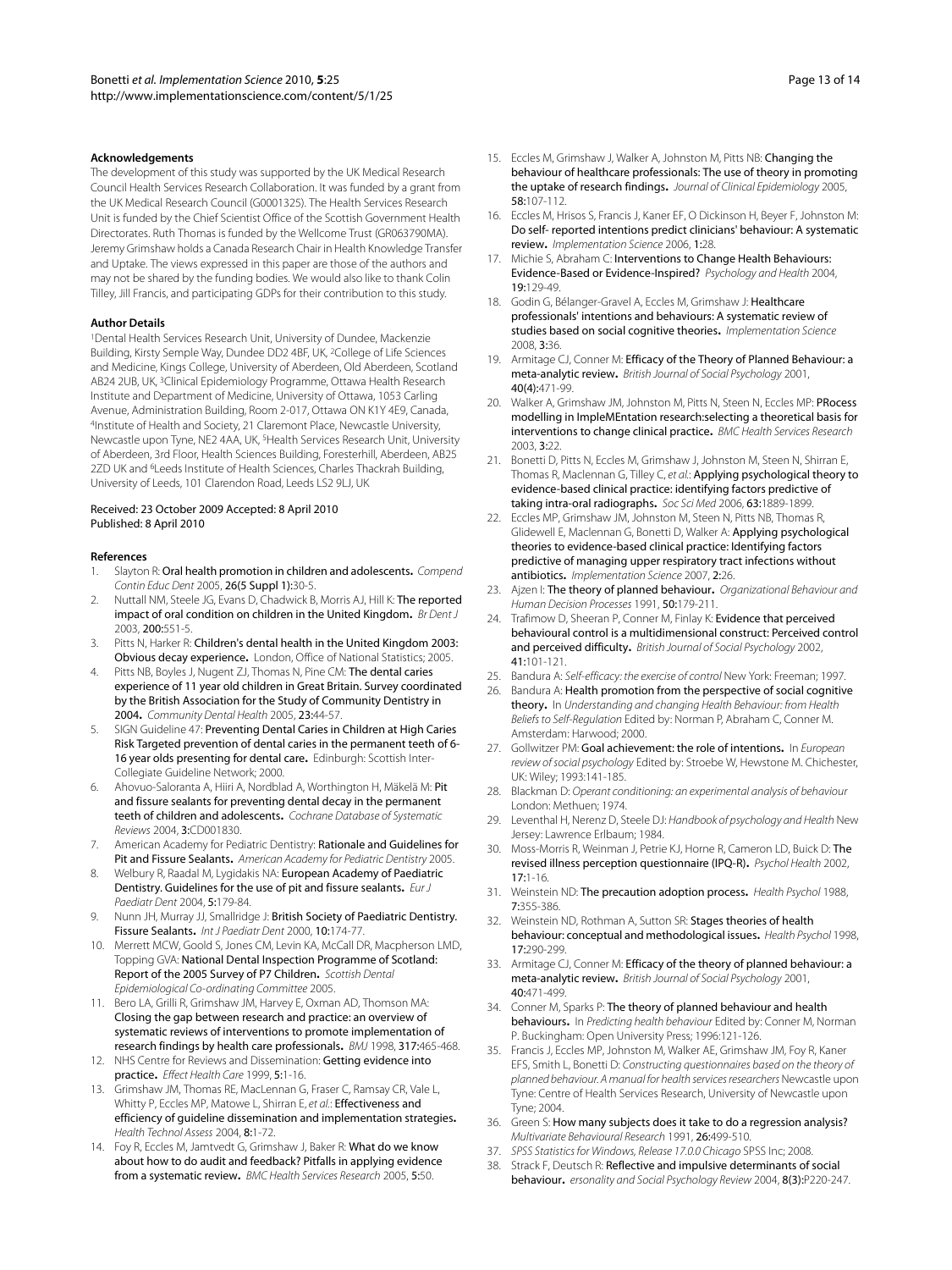#### Acknowledgements

The development of this study was supported by the UK Medical Research Council Health Services Research Collaboration. It was funded by a grant from the UK Medical Research Council (G0001325). The Health Services Research Unit is funded by the Chief Scientist Office of the Scottish Government Health Directorates. Ruth Thomas is funded by the Wellcome Trust (GR063790MA). Jeremy Grimshaw holds a Canada Research Chair in Health Knowledge Transfer and Uptake. The views expressed in this paper are those of the authors and may not be shared by the funding bodies. We would also like to thank Colin Tilley, Jill Francis, and participating GDPs for their contribution to this study.

#### Author Details

[1]Dental Health Services Research Unit, University of Dundee, Mackenzie Building, Kirsty Semple Way, Dundee DD2 4BF, UK, [2]College of Life Sciences and Medicine, Kings College, University of Aberdeen, Old Aberdeen, Scotland AB24 2UB, UK, [3]Clinical Epidemiology Programme, Ottawa Health Research Institute and Department of Medicine, University of Ottawa, 1053 Carling Avenue, Administration Building, Room 2-017, Ottawa ON K1Y 4E9, Canada, [4]Institute of Health and Society, 21 Claremont Place, Newcastle University, Newcastle upon Tyne, NE2 4AA, UK, [5]Health Services Research Unit, University of Aberdeen, 3rd Floor, Health Sciences Building, Foresterhill, Aberdeen, AB25 2ZD UK and [6]Leeds Institute of Health Sciences, Charles Thackrah Building, University of Leeds, 101 Clarendon Road, Leeds LS2 9LJ, UK

Received: 23 October 2009 Accepted: 8 April 2010
Published: 8 April 2010

#### References

1. Slayton R: **Oral health promotion in children and adolescents.** *Compend Contin Educ Dent* 2005, **26(5 Suppl 1):**30-5.
2. Nuttall NM, Steele JG, Evans D, Chadwick B, Morris AJ, Hill K: **The reported impact of oral condition on children in the United Kingdom.** *Br Dent J* 2003, **200:**551-5.
3. Pitts N, Harker R: **Children's dental health in the United Kingdom 2003: Obvious decay experience.** London, Office of National Statistics; 2005.
4. Pitts NB, Boyles J, Nugent ZJ, Thomas N, Pine CM: **The dental caries experience of 11 year old children in Great Britain. Survey coordinated by the British Association for the Study of Community Dentistry in 2004.** *Community Dental Health* 2005, **23:**44-57.
5. SIGN Guideline 47: **Preventing Dental Caries in Children at High Caries Risk Targeted prevention of dental caries in the permanent teeth of 6-16 year olds presenting for dental care.** Edinburgh: Scottish Inter-Collegiate Guideline Network; 2000.
6. Ahovuo-Saloranta A, Hiiri A, Nordblad A, Worthington H, Mäkelä M: **Pit and fissure sealants for preventing dental decay in the permanent teeth of children and adolescents.** *Cochrane Database of Systematic Reviews* 2004, **3:**CD001830.
7. American Academy for Pediatric Dentistry: **Rationale and Guidelines for Pit and Fissure Sealants.** *American Academy for Pediatric Dentistry* 2005.
8. Welbury R, Raadal M, Lygidakis NA: **European Academy of Paediatric Dentistry. Guidelines for the use of pit and fissure sealants.** *Eur J Paediatr Dent* 2004, **5:**179-84.
9. Nunn JH, Murray JJ, Smallridge J: **British Society of Paediatric Dentistry. Fissure Sealants.** *Int J Paediatr Dent* 2000, **10:**174-77.
10. Merrett MCW, Goold S, Jones CM, Levin KA, McCall DR, Macpherson LMD, Topping GVA: **National Dental Inspection Programme of Scotland: Report of the 2005 Survey of P7 Children.** *Scottish Dental Epidemiological Co-ordinating Committee* 2005.
11. Bero LA, Grilli R, Grimshaw JM, Harvey E, Oxman AD, Thomson MA: **Closing the gap between research and practice: an overview of systematic reviews of interventions to promote implementation of research findings by health care professionals.** *BMJ* 1998, **317:**465-468.
12. NHS Centre for Reviews and Dissemination: **Getting evidence into practice.** *Effect Health Care* 1999, **5:**1-16.
13. Grimshaw JM, Thomas RE, MacLennan G, Fraser C, Ramsay CR, Vale L, Whitty P, Eccles MP, Matowe L, Shirran E, *et al.*: **Effectiveness and efficiency of guideline dissemination and implementation strategies.** *Health Technol Assess* 2004, **8:**1-72.
14. Foy R, Eccles M, Jamtvedt G, Grimshaw J, Baker R: **What do we know about how to do audit and feedback? Pitfalls in applying evidence from a systematic review.** *BMC Health Services Research* 2005, **5:**50.
15. Eccles M, Grimshaw J, Walker A, Johnston M, Pitts NB: **Changing the behaviour of healthcare professionals: The use of theory in promoting the uptake of research findings.** *Journal of Clinical Epidemiology* 2005, **58:**107-112.
16. Eccles M, Hrisos S, Francis J, Kaner EF, O Dickinson H, Beyer F, Johnston M: **Do self- reported intentions predict clinicians' behaviour: A systematic review.** *Implementation Science* 2006, **1:**28.
17. Michie S, Abraham C: **Interventions to Change Health Behaviours: Evidence-Based or Evidence-Inspired?** *Psychology and Health* 2004, **19:**129-49.
18. Godin G, Bélanger-Gravel A, Eccles M, Grimshaw J: **Healthcare professionals' intentions and behaviours: A systematic review of studies based on social cognitive theories.** *Implementation Science* 2008, **3:**36.
19. Armitage CJ, Conner M: **Efficacy of the Theory of Planned Behaviour: a meta-analytic review.** *British Journal of Social Psychology* 2001, **40(4):**471-99.
20. Walker A, Grimshaw JM, Johnston M, Pitts N, Steen N, Eccles MP: **PRocess modelling in ImpleMEntation research:selecting a theoretical basis for interventions to change clinical practice.** *BMC Health Services Research* 2003, **3:**22.
21. Bonetti D, Pitts N, Eccles M, Grimshaw J, Johnston M, Steen N, Shirran E, Thomas R, Maclennan G, Tilley C, *et al.*: **Applying psychological theory to evidence-based clinical practice: identifying factors predictive of taking intra-oral radiographs.** *Soc Sci Med* 2006, **63:**1889-1899.
22. Eccles MP, Grimshaw JM, Johnston M, Steen N, Pitts NB, Thomas R, Glidewell E, Maclennan G, Bonetti D, Walker A: **Applying psychological theories to evidence-based clinical practice: Identifying factors predictive of managing upper respiratory tract infections without antibiotics.** *Implementation Science* 2007, **2:**26.
23. Ajzen I: **The theory of planned behaviour.** *Organizational Behaviour and Human Decision Processes* 1991, **50:**179-211.
24. Trafimow D, Sheeran P, Conner M, Finlay K: **Evidence that perceived behavioural control is a multidimensional construct: Perceived control and perceived difficulty.** *British Journal of Social Psychology* 2002, **41:**101-121.
25. Bandura A: *Self-efficacy: the exercise of control* New York: Freeman; 1997.
26. Bandura A: **Health promotion from the perspective of social cognitive theory.** In *Understanding and changing Health Behaviour: from Health Beliefs to Self-Regulation* Edited by: Norman P, Abraham C, Conner M. Amsterdam: Harwood; 2000.
27. Gollwitzer PM: **Goal achievement: the role of intentions.** In *European review of social psychology* Edited by: Stroebe W, Hewstone M. Chichester, UK: Wiley; 1993:141-185.
28. Blackman D: *Operant conditioning: an experimental analysis of behaviour* London: Methuen; 1974.
29. Leventhal H, Nerenz D, Steele DJ: *Handbook of psychology and Health* New Jersey: Lawrence Erlbaum; 1984.
30. Moss-Morris R, Weinman J, Petrie KJ, Horne R, Cameron LD, Buick D: **The revised illness perception questionnaire (IPQ-R).** *Psychol Health* 2002, **17:**1-16.
31. Weinstein ND: **The precaution adoption process.** *Health Psychol* 1988, **7:**355-386.
32. Weinstein ND, Rothman A, Sutton SR: **Stages theories of health behaviour: conceptual and methodological issues.** *Health Psychol* 1998, **17:**290-299.
33. Armitage CJ, Conner M: **Efficacy of the theory of planned behaviour: a meta-analytic review.** *British Journal of Social Psychology* 2001, **40:**471-499.
34. Conner M, Sparks P: **The theory of planned behaviour and health behaviours.** In *Predicting health behaviour* Edited by: Conner M, Norman P. Buckingham: Open University Press; 1996:121-126.
35. Francis J, Eccles MP, Johnston M, Walker AE, Grimshaw JM, Foy R, Kaner EFS, Smith L, Bonetti D: *Constructing questionnaires based on the theory of planned behaviour. A manual for health services researchers* Newcastle upon Tyne: Centre of Health Services Research, University of Newcastle upon Tyne; 2004.
36. Green S: **How many subjects does it take to do a regression analysis?** *Multivariate Behavioural Research* 1991, **26:**499-510.
37. *SPSS Statistics for Windows, Release 17.0.0 Chicago* SPSS Inc; 2008.
38. Strack F, Deutsch R: **Reflective and impulsive determinants of social behaviour.** *ersonality and Social Psychology Review* 2004, **8(3):**P220-247.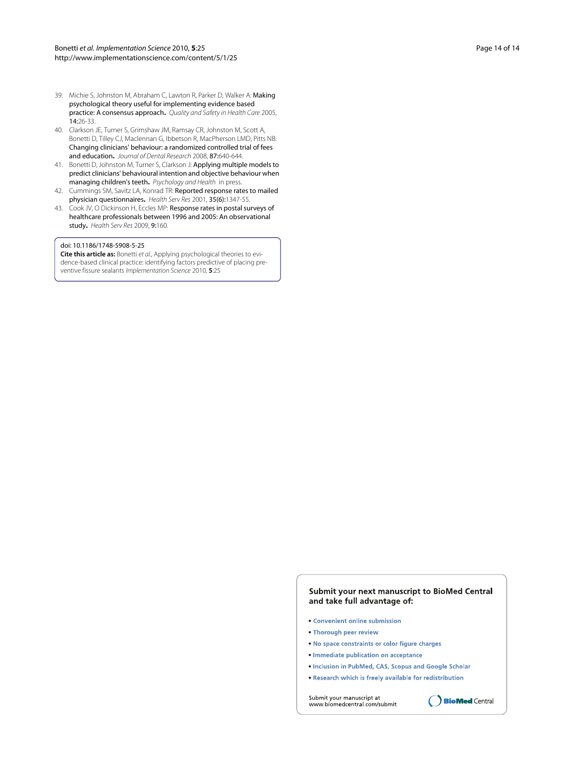39. Michie S, Johnston M, Abraham C, Lawton R, Parker D, Walker A: **Making psychological theory useful for implementing evidence based practice: A consensus approach.** *Quality and Safety in Health Care* 2005, **14**:26-33.
40. Clarkson JE, Turner S, Grimshaw JM, Ramsay CR, Johnston M, Scott A, Bonetti D, Tilley CJ, Maclennan G, Ibbetson R, MacPherson LMD, Pitts NB: **Changing clinicians' behaviour: a randomized controlled trial of fees and education.** *Journal of Dental Research* 2008, **87**:640-644.
41. Bonetti D, Johnston M, Turner S, Clarkson J: **Applying multiple models to predict clinicians' behavioural intention and objective behaviour when managing children's teeth.** *Psychology and Health* in press.
42. Cummings SM, Savitz LA, Konrad TR: **Reported response rates to mailed physician questionnaires.** *Health Serv Res* 2001, **35(6)**:1347-55.
43. Cook JV, O Dickinson H, Eccles MP: **Response rates in postal surveys of healthcare professionals between 1996 and 2005: An observational study.** *Health Serv Res* 2009, **9**:160.

doi: 10.1186/1748-5908-5-25

**Cite this article as:** Bonetti *et al.*, Applying psychological theories to evidence-based clinical practice: identifying factors predictive of placing preventive fissure sealants *Implementation Science* 2010, **5**:25

**Submit your next manuscript to BioMed Central and take full advantage of:**

- Convenient online submission
- Thorough peer review
- No space constraints or color figure charges
- Immediate publication on acceptance
- Inclusion in PubMed, CAS, Scopus and Google Scholar
- Research which is freely available for redistribution

Submit your manuscript at www.biomedcentral.com/submit

BioMed Central